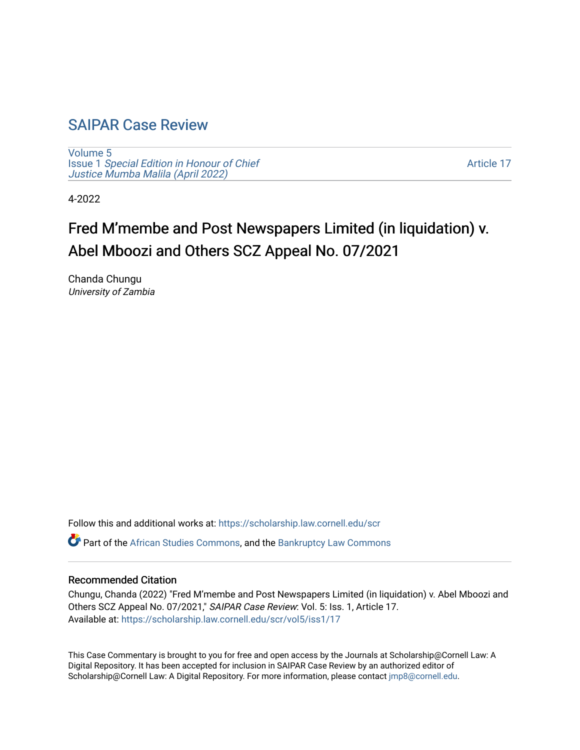# SAIPAR Case Review

Volume 5
Issue 1 *Special Edition in Honour of Chief Justice Mumba Malila (April 2022)*

Article 17

4-2022

## Fred M'membe and Post Newspapers Limited (in liquidation) v. Abel Mboozi and Others SCZ Appeal No. 07/2021

Chanda Chungu
*University of Zambia*

Follow this and additional works at: https://scholarship.law.cornell.edu/scr

Part of the African Studies Commons, and the Bankruptcy Law Commons

### Recommended Citation

Chungu, Chanda (2022) "Fred M'membe and Post Newspapers Limited (in liquidation) v. Abel Mboozi and Others SCZ Appeal No. 07/2021," *SAIPAR Case Review*: Vol. 5: Iss. 1, Article 17.
Available at: https://scholarship.law.cornell.edu/scr/vol5/iss1/17

This Case Commentary is brought to you for free and open access by the Journals at Scholarship@Cornell Law: A Digital Repository. It has been accepted for inclusion in SAIPAR Case Review by an authorized editor of Scholarship@Cornell Law: A Digital Repository. For more information, please contact jmp8@cornell.edu.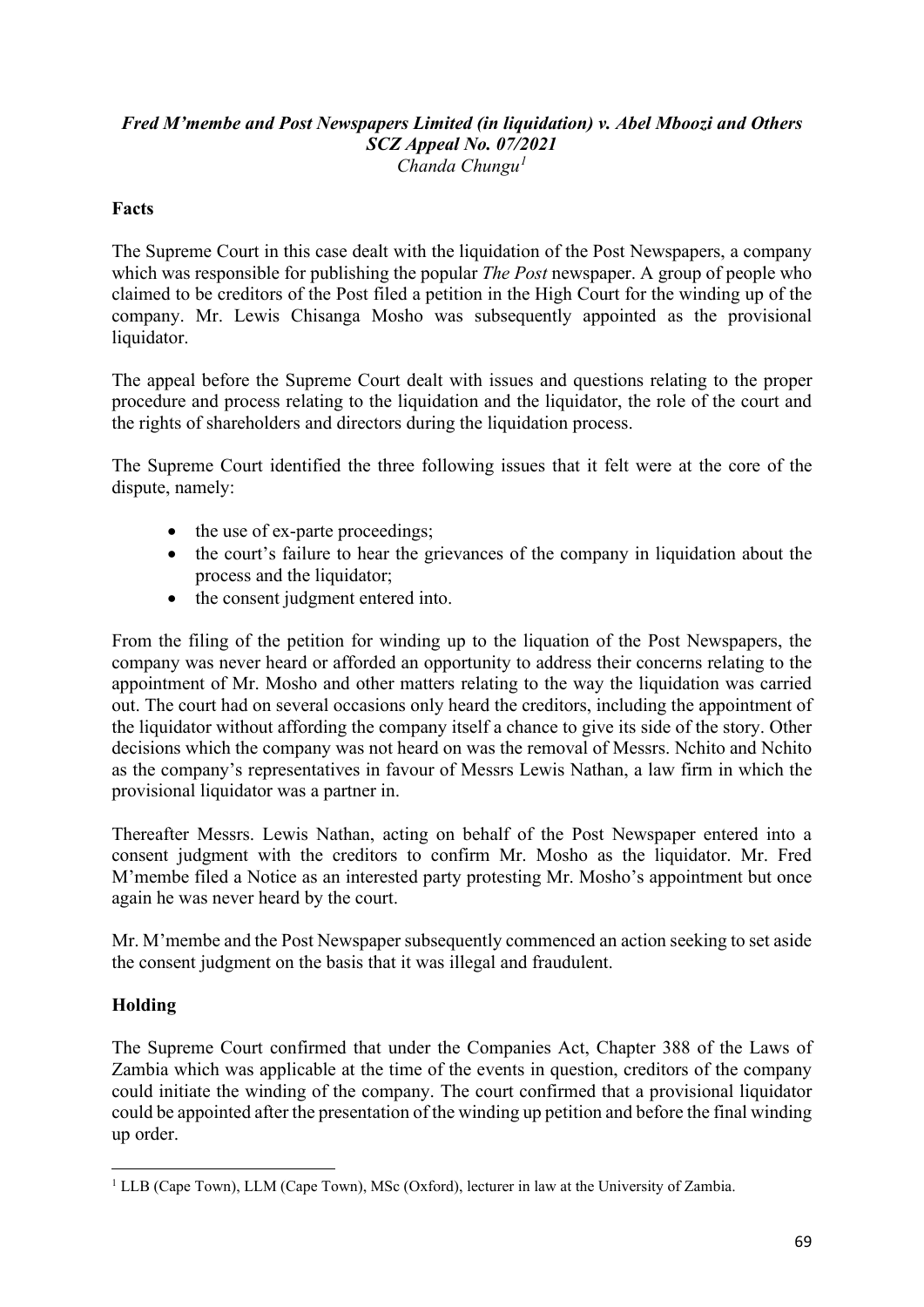***Fred M'membe and Post Newspapers Limited (in liquidation) v. Abel Mboozi and Others***
***SCZ Appeal No. 07/2021***
*Chanda Chungu*[1]

**Facts**

The Supreme Court in this case dealt with the liquidation of the Post Newspapers, a company which was responsible for publishing the popular *The Post* newspaper. A group of people who claimed to be creditors of the Post filed a petition in the High Court for the winding up of the company. Mr. Lewis Chisanga Mosho was subsequently appointed as the provisional liquidator.

The appeal before the Supreme Court dealt with issues and questions relating to the proper procedure and process relating to the liquidation and the liquidator, the role of the court and the rights of shareholders and directors during the liquidation process.

The Supreme Court identified the three following issues that it felt were at the core of the dispute, namely:

- the use of ex-parte proceedings;
- the court's failure to hear the grievances of the company in liquidation about the process and the liquidator;
- the consent judgment entered into.

From the filing of the petition for winding up to the liquation of the Post Newspapers, the company was never heard or afforded an opportunity to address their concerns relating to the appointment of Mr. Mosho and other matters relating to the way the liquidation was carried out. The court had on several occasions only heard the creditors, including the appointment of the liquidator without affording the company itself a chance to give its side of the story. Other decisions which the company was not heard on was the removal of Messrs. Nchito and Nchito as the company's representatives in favour of Messrs Lewis Nathan, a law firm in which the provisional liquidator was a partner in.

Thereafter Messrs. Lewis Nathan, acting on behalf of the Post Newspaper entered into a consent judgment with the creditors to confirm Mr. Mosho as the liquidator. Mr. Fred M'membe filed a Notice as an interested party protesting Mr. Mosho's appointment but once again he was never heard by the court.

Mr. M'membe and the Post Newspaper subsequently commenced an action seeking to set aside the consent judgment on the basis that it was illegal and fraudulent.

**Holding**

The Supreme Court confirmed that under the Companies Act, Chapter 388 of the Laws of Zambia which was applicable at the time of the events in question, creditors of the company could initiate the winding of the company. The court confirmed that a provisional liquidator could be appointed after the presentation of the winding up petition and before the final winding up order.

[1] LLB (Cape Town), LLM (Cape Town), MSc (Oxford), lecturer in law at the University of Zambia.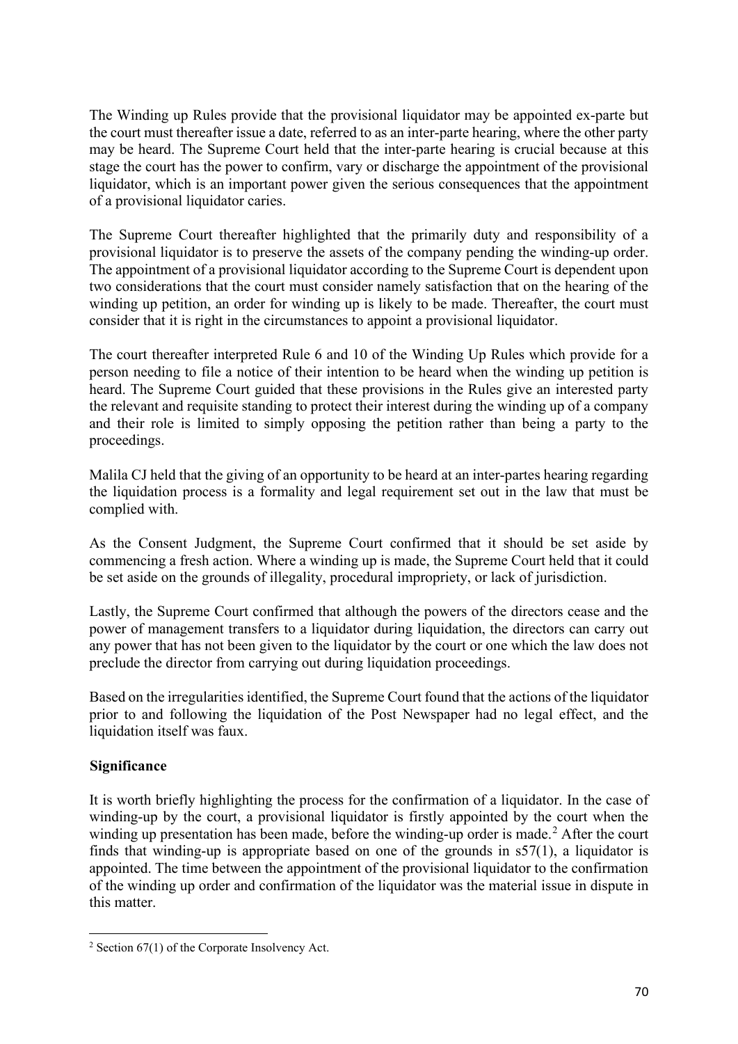The Winding up Rules provide that the provisional liquidator may be appointed ex-parte but the court must thereafter issue a date, referred to as an inter-parte hearing, where the other party may be heard. The Supreme Court held that the inter-parte hearing is crucial because at this stage the court has the power to confirm, vary or discharge the appointment of the provisional liquidator, which is an important power given the serious consequences that the appointment of a provisional liquidator caries.

The Supreme Court thereafter highlighted that the primarily duty and responsibility of a provisional liquidator is to preserve the assets of the company pending the winding-up order. The appointment of a provisional liquidator according to the Supreme Court is dependent upon two considerations that the court must consider namely satisfaction that on the hearing of the winding up petition, an order for winding up is likely to be made. Thereafter, the court must consider that it is right in the circumstances to appoint a provisional liquidator.

The court thereafter interpreted Rule 6 and 10 of the Winding Up Rules which provide for a person needing to file a notice of their intention to be heard when the winding up petition is heard. The Supreme Court guided that these provisions in the Rules give an interested party the relevant and requisite standing to protect their interest during the winding up of a company and their role is limited to simply opposing the petition rather than being a party to the proceedings.

Malila CJ held that the giving of an opportunity to be heard at an inter-partes hearing regarding the liquidation process is a formality and legal requirement set out in the law that must be complied with.

As the Consent Judgment, the Supreme Court confirmed that it should be set aside by commencing a fresh action. Where a winding up is made, the Supreme Court held that it could be set aside on the grounds of illegality, procedural impropriety, or lack of jurisdiction.

Lastly, the Supreme Court confirmed that although the powers of the directors cease and the power of management transfers to a liquidator during liquidation, the directors can carry out any power that has not been given to the liquidator by the court or one which the law does not preclude the director from carrying out during liquidation proceedings.

Based on the irregularities identified, the Supreme Court found that the actions of the liquidator prior to and following the liquidation of the Post Newspaper had no legal effect, and the liquidation itself was faux.

**Significance**

It is worth briefly highlighting the process for the confirmation of a liquidator. In the case of winding-up by the court, a provisional liquidator is firstly appointed by the court when the winding up presentation has been made, before the winding-up order is made.[2] After the court finds that winding-up is appropriate based on one of the grounds in s57(1), a liquidator is appointed. The time between the appointment of the provisional liquidator to the confirmation of the winding up order and confirmation of the liquidator was the material issue in dispute in this matter.

[2] Section 67(1) of the Corporate Insolvency Act.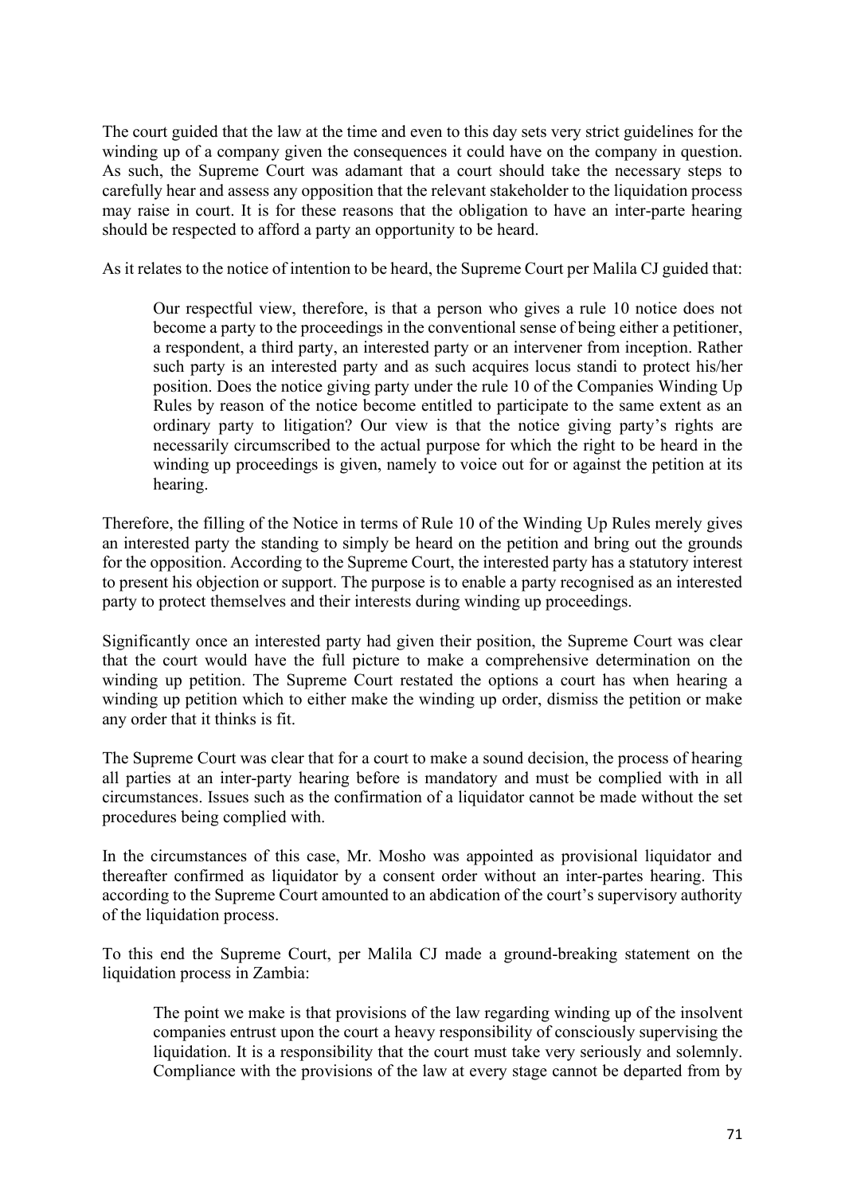The court guided that the law at the time and even to this day sets very strict guidelines for the winding up of a company given the consequences it could have on the company in question. As such, the Supreme Court was adamant that a court should take the necessary steps to carefully hear and assess any opposition that the relevant stakeholder to the liquidation process may raise in court. It is for these reasons that the obligation to have an inter-parte hearing should be respected to afford a party an opportunity to be heard.

As it relates to the notice of intention to be heard, the Supreme Court per Malila CJ guided that:

> Our respectful view, therefore, is that a person who gives a rule 10 notice does not become a party to the proceedings in the conventional sense of being either a petitioner, a respondent, a third party, an interested party or an intervener from inception. Rather such party is an interested party and as such acquires locus standi to protect his/her position. Does the notice giving party under the rule 10 of the Companies Winding Up Rules by reason of the notice become entitled to participate to the same extent as an ordinary party to litigation? Our view is that the notice giving party's rights are necessarily circumscribed to the actual purpose for which the right to be heard in the winding up proceedings is given, namely to voice out for or against the petition at its hearing.

Therefore, the filling of the Notice in terms of Rule 10 of the Winding Up Rules merely gives an interested party the standing to simply be heard on the petition and bring out the grounds for the opposition. According to the Supreme Court, the interested party has a statutory interest to present his objection or support. The purpose is to enable a party recognised as an interested party to protect themselves and their interests during winding up proceedings.

Significantly once an interested party had given their position, the Supreme Court was clear that the court would have the full picture to make a comprehensive determination on the winding up petition. The Supreme Court restated the options a court has when hearing a winding up petition which to either make the winding up order, dismiss the petition or make any order that it thinks is fit.

The Supreme Court was clear that for a court to make a sound decision, the process of hearing all parties at an inter-party hearing before is mandatory and must be complied with in all circumstances. Issues such as the confirmation of a liquidator cannot be made without the set procedures being complied with.

In the circumstances of this case, Mr. Mosho was appointed as provisional liquidator and thereafter confirmed as liquidator by a consent order without an inter-partes hearing. This according to the Supreme Court amounted to an abdication of the court's supervisory authority of the liquidation process.

To this end the Supreme Court, per Malila CJ made a ground-breaking statement on the liquidation process in Zambia:

> The point we make is that provisions of the law regarding winding up of the insolvent companies entrust upon the court a heavy responsibility of consciously supervising the liquidation. It is a responsibility that the court must take very seriously and solemnly. Compliance with the provisions of the law at every stage cannot be departed from by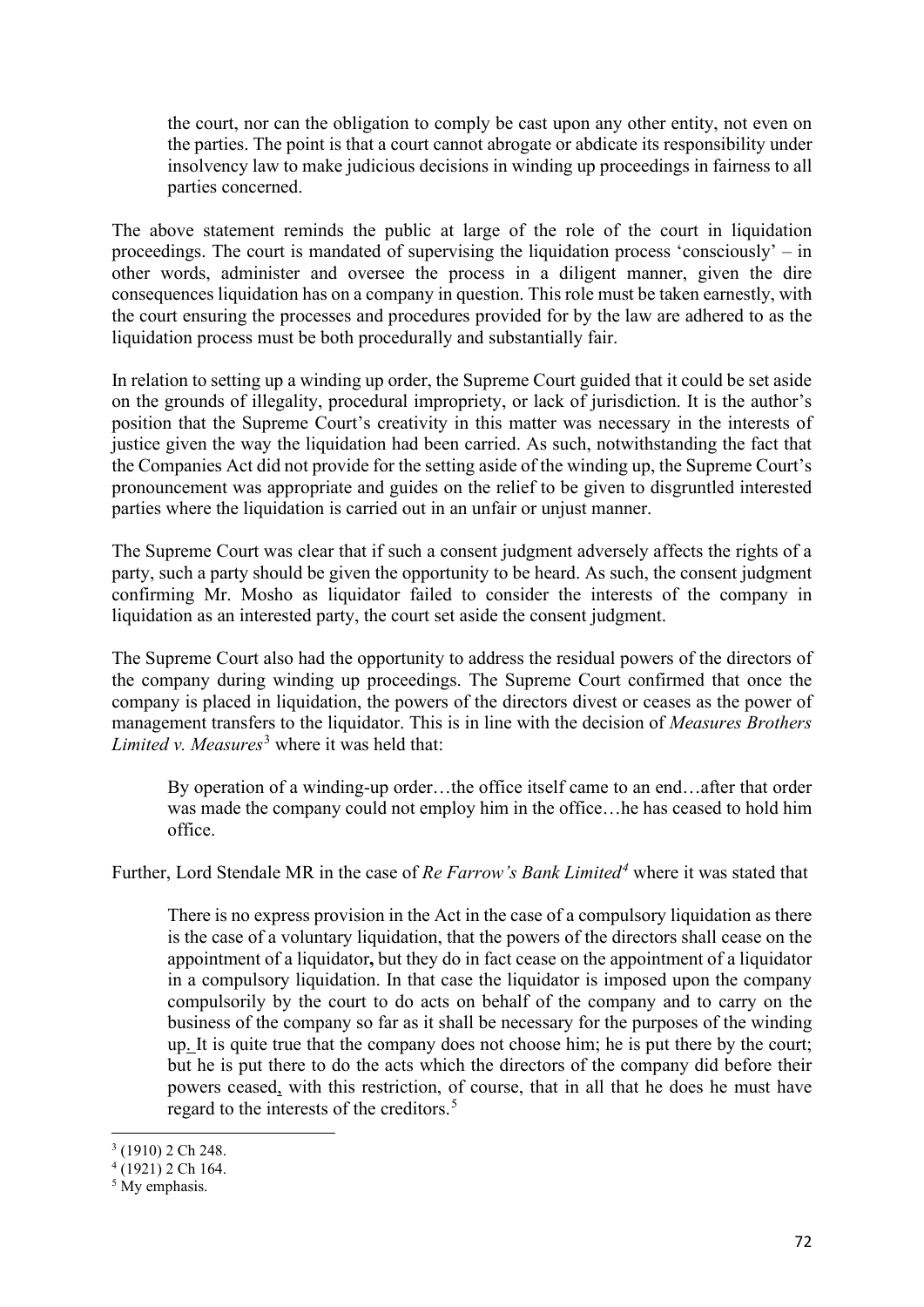> the court, nor can the obligation to comply be cast upon any other entity, not even on the parties. The point is that a court cannot abrogate or abdicate its responsibility under insolvency law to make judicious decisions in winding up proceedings in fairness to all parties concerned.

The above statement reminds the public at large of the role of the court in liquidation proceedings. The court is mandated of supervising the liquidation process 'consciously' – in other words, administer and oversee the process in a diligent manner, given the dire consequences liquidation has on a company in question. This role must be taken earnestly, with the court ensuring the processes and procedures provided for by the law are adhered to as the liquidation process must be both procedurally and substantially fair.

In relation to setting up a winding up order, the Supreme Court guided that it could be set aside on the grounds of illegality, procedural impropriety, or lack of jurisdiction. It is the author's position that the Supreme Court's creativity in this matter was necessary in the interests of justice given the way the liquidation had been carried. As such, notwithstanding the fact that the Companies Act did not provide for the setting aside of the winding up, the Supreme Court's pronouncement was appropriate and guides on the relief to be given to disgruntled interested parties where the liquidation is carried out in an unfair or unjust manner.

The Supreme Court was clear that if such a consent judgment adversely affects the rights of a party, such a party should be given the opportunity to be heard. As such, the consent judgment confirming Mr. Mosho as liquidator failed to consider the interests of the company in liquidation as an interested party, the court set aside the consent judgment.

The Supreme Court also had the opportunity to address the residual powers of the directors of the company during winding up proceedings. The Supreme Court confirmed that once the company is placed in liquidation, the powers of the directors divest or ceases as the power of management transfers to the liquidator. This is in line with the decision of *Measures Brothers Limited v. Measures*[3] where it was held that:

> By operation of a winding-up order…the office itself came to an end…after that order was made the company could not employ him in the office…he has ceased to hold him office.

Further, Lord Stendale MR in the case of *Re Farrow's Bank Limited*[4] where it was stated that

> There is no express provision in the Act in the case of a compulsory liquidation as there is the case of a voluntary liquidation, that the powers of the directors shall cease on the appointment of a liquidator**,** but they do in fact cease on the appointment of a liquidator in a compulsory liquidation. In that case the liquidator is imposed upon the company compulsorily by the court to do acts on behalf of the company and to carry on the business of the company so far as it shall be necessary for the purposes of the winding up. It is quite true that the company does not choose him; he is put there by the court; but he is put there to do the acts which the directors of the company did before their powers ceased, with this restriction, of course, that in all that he does he must have regard to the interests of the creditors.[5]

[3] (1910) 2 Ch 248.

[4] (1921) 2 Ch 164.

[5] My emphasis.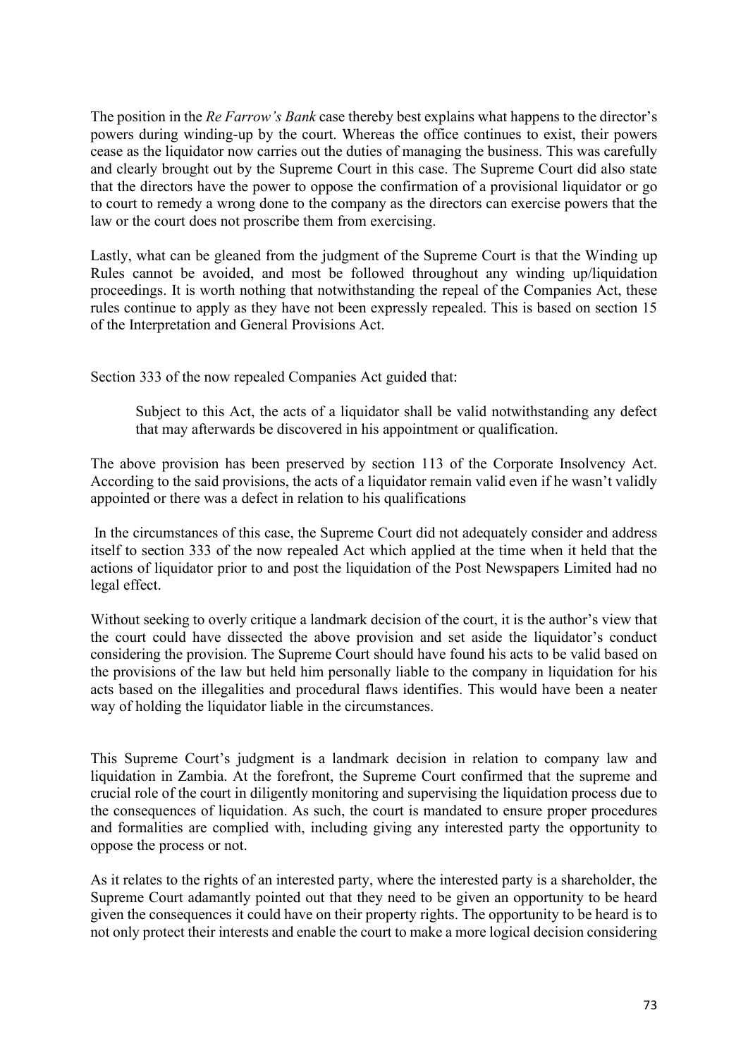The position in the *Re Farrow's Bank* case thereby best explains what happens to the director's powers during winding-up by the court. Whereas the office continues to exist, their powers cease as the liquidator now carries out the duties of managing the business. This was carefully and clearly brought out by the Supreme Court in this case. The Supreme Court did also state that the directors have the power to oppose the confirmation of a provisional liquidator or go to court to remedy a wrong done to the company as the directors can exercise powers that the law or the court does not proscribe them from exercising.

Lastly, what can be gleaned from the judgment of the Supreme Court is that the Winding up Rules cannot be avoided, and most be followed throughout any winding up/liquidation proceedings. It is worth nothing that notwithstanding the repeal of the Companies Act, these rules continue to apply as they have not been expressly repealed. This is based on section 15 of the Interpretation and General Provisions Act.

Section 333 of the now repealed Companies Act guided that:

> Subject to this Act, the acts of a liquidator shall be valid notwithstanding any defect that may afterwards be discovered in his appointment or qualification.

The above provision has been preserved by section 113 of the Corporate Insolvency Act. According to the said provisions, the acts of a liquidator remain valid even if he wasn't validly appointed or there was a defect in relation to his qualifications

In the circumstances of this case, the Supreme Court did not adequately consider and address itself to section 333 of the now repealed Act which applied at the time when it held that the actions of liquidator prior to and post the liquidation of the Post Newspapers Limited had no legal effect.

Without seeking to overly critique a landmark decision of the court, it is the author's view that the court could have dissected the above provision and set aside the liquidator's conduct considering the provision. The Supreme Court should have found his acts to be valid based on the provisions of the law but held him personally liable to the company in liquidation for his acts based on the illegalities and procedural flaws identifies. This would have been a neater way of holding the liquidator liable in the circumstances.

This Supreme Court's judgment is a landmark decision in relation to company law and liquidation in Zambia. At the forefront, the Supreme Court confirmed that the supreme and crucial role of the court in diligently monitoring and supervising the liquidation process due to the consequences of liquidation. As such, the court is mandated to ensure proper procedures and formalities are complied with, including giving any interested party the opportunity to oppose the process or not.

As it relates to the rights of an interested party, where the interested party is a shareholder, the Supreme Court adamantly pointed out that they need to be given an opportunity to be heard given the consequences it could have on their property rights. The opportunity to be heard is to not only protect their interests and enable the court to make a more logical decision considering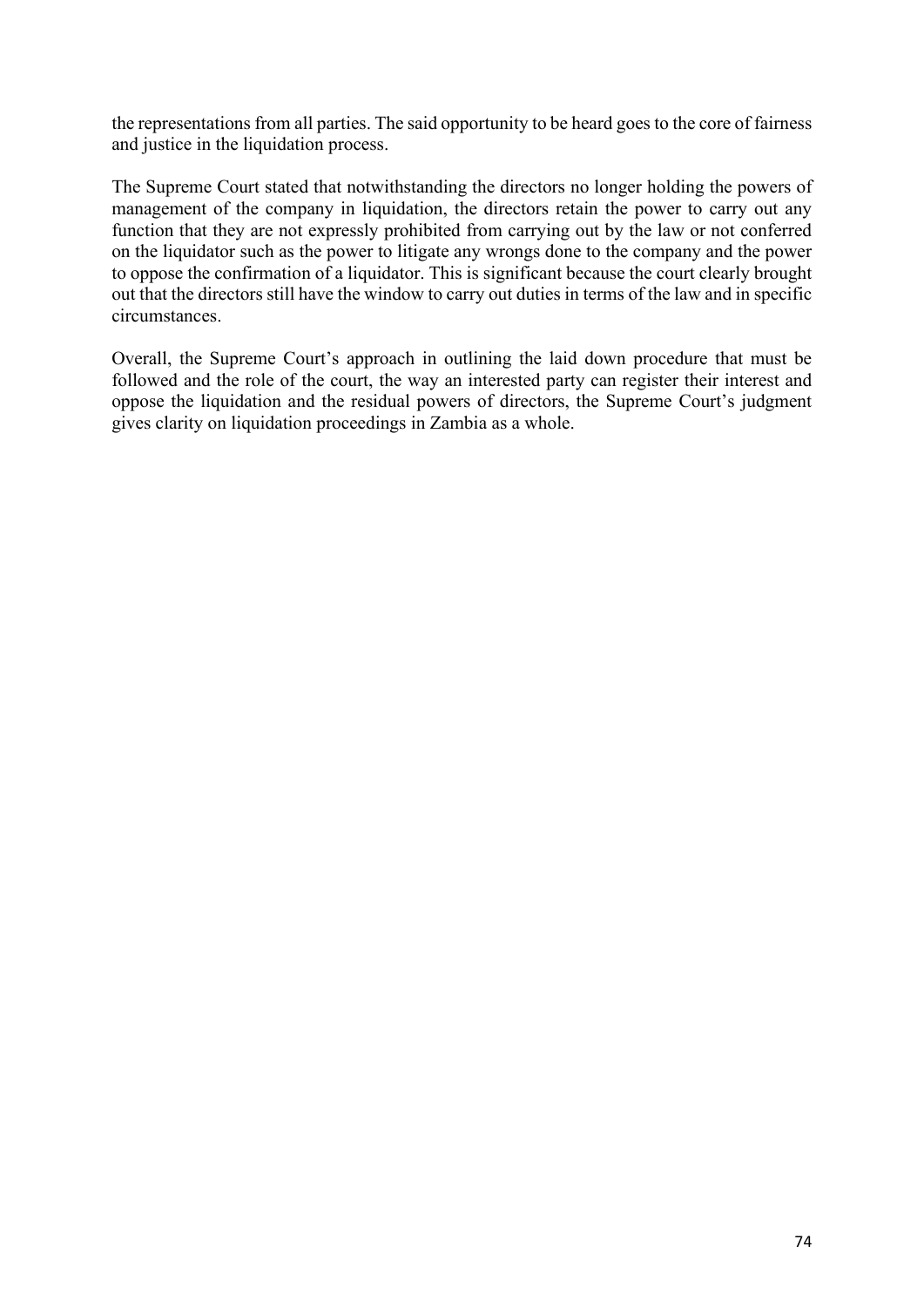the representations from all parties. The said opportunity to be heard goes to the core of fairness and justice in the liquidation process.

The Supreme Court stated that notwithstanding the directors no longer holding the powers of management of the company in liquidation, the directors retain the power to carry out any function that they are not expressly prohibited from carrying out by the law or not conferred on the liquidator such as the power to litigate any wrongs done to the company and the power to oppose the confirmation of a liquidator. This is significant because the court clearly brought out that the directors still have the window to carry out duties in terms of the law and in specific circumstances.

Overall, the Supreme Court's approach in outlining the laid down procedure that must be followed and the role of the court, the way an interested party can register their interest and oppose the liquidation and the residual powers of directors, the Supreme Court's judgment gives clarity on liquidation proceedings in Zambia as a whole.